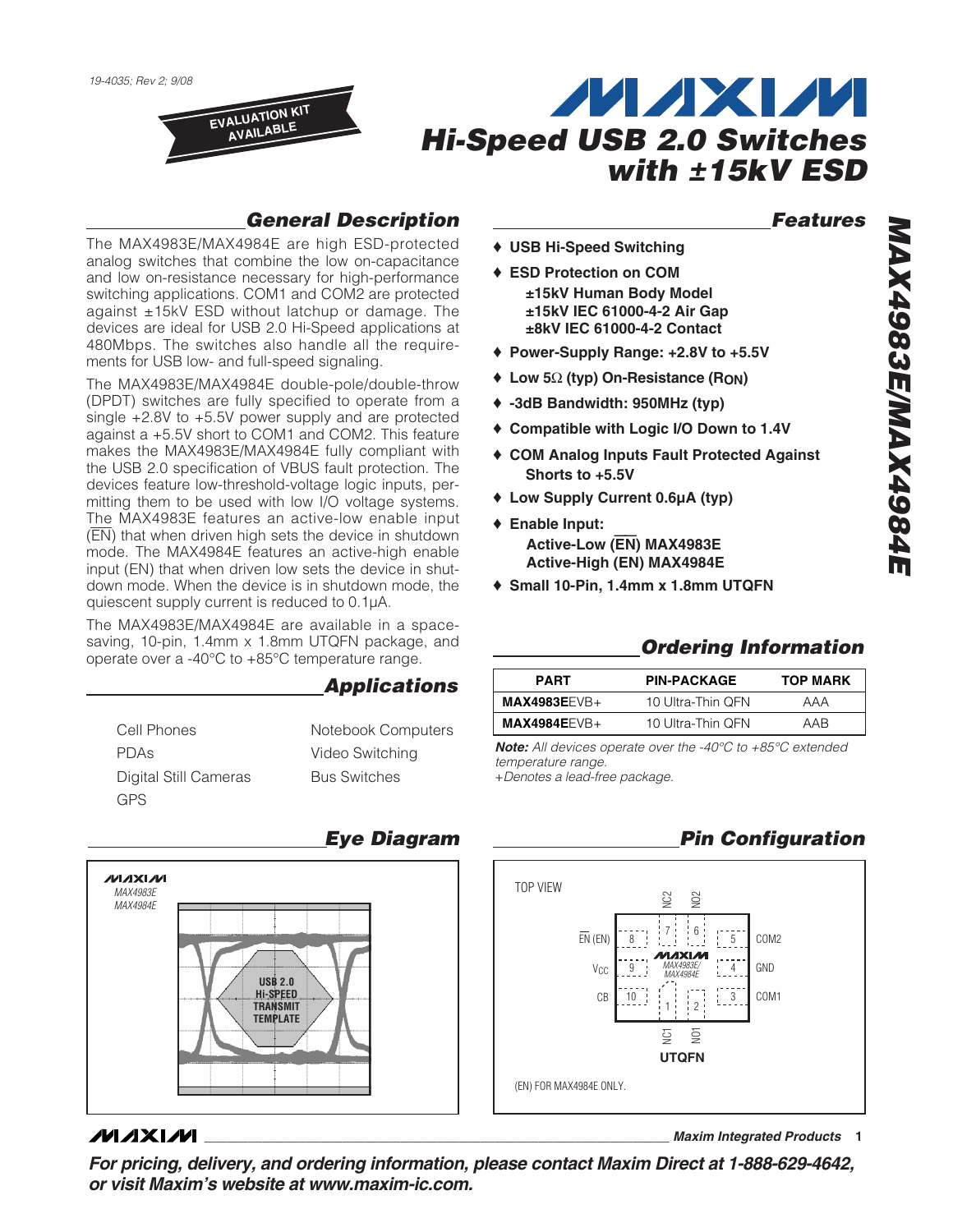19-4035; Rev 2; 9/08

EVALUATION KIT AVAILABLE

# Hi-Speed USB 2.0 Switches with ±15kV ESD

## General Description

The MAX4983E/MAX4984E are high ESD-protected analog switches that combine the low on-capacitance and low on-resistance necessary for high-performance switching applications. COM1 and COM2 are protected against ±15kV ESD without latchup or damage. The devices are ideal for USB 2.0 Hi-Speed applications at 480Mbps. The switches also handle all the requirements for USB low- and full-speed signaling.

The MAX4983E/MAX4984E double-pole/double-throw (DPDT) switches are fully specified to operate from a single +2.8V to +5.5V power supply and are protected against a +5.5V short to COM1 and COM2. This feature makes the MAX4983E/MAX4984E fully compliant with the USB 2.0 specification of VBUS fault protection. The devices feature low-threshold-voltage logic inputs, permitting them to be used with low I/O voltage systems. The MAX4983E features an active-low enable input ($\overline{EN}$) that when driven high sets the device in shutdown mode. The MAX4984E features an active-high enable input (EN) that when driven low sets the device in shutdown mode. When the device is in shutdown mode, the quiescent supply current is reduced to 0.1µA.

The MAX4983E/MAX4984E are available in a space-saving, 10-pin, 1.4mm x 1.8mm UTQFN package, and operate over a -40°C to +85°C temperature range.

## Applications

- Cell Phones
- PDAs
- Digital Still Cameras
- GPS
- Notebook Computers
- Video Switching
- Bus Switches

## Features

- ♦ **USB Hi-Speed Switching**
- ♦ **ESD Protection on COM**
  - **±15kV Human Body Model**
  - **±15kV IEC 61000-4-2 Air Gap**
  - **±8kV IEC 61000-4-2 Contact**
- ♦ **Power-Supply Range: +2.8V to +5.5V**
- ♦ **Low 5Ω (typ) On-Resistance ($R_{ON}$)**
- ♦ **-3dB Bandwidth: 950MHz (typ)**
- ♦ **Compatible with Logic I/O Down to 1.4V**
- ♦ **COM Analog Inputs Fault Protected Against Shorts to +5.5V**
- ♦ **Low Supply Current 0.6µA (typ)**
- ♦ **Enable Input:**
  - **Active-Low ($\overline{EN}$) MAX4983E**
  - **Active-High (EN) MAX4984E**
- ♦ **Small 10-Pin, 1.4mm x 1.8mm UTQFN**

## Ordering Information

| PART | PIN-PACKAGE | TOP MARK |
|---|---|---|
| **MAX4983E**EVB+ | 10 Ultra-Thin QFN | AAA |
| **MAX4984E**EVB+ | 10 Ultra-Thin QFN | AAB |

***Note:*** *All devices operate over the -40°C to +85°C extended temperature range.*
*+Denotes a lead-free package.*

## Eye Diagram

MAX4983E
MAX4984E

USB 2.0 Hi-SPEED TRANSMIT TEMPLATE

## Pin Configuration

TOP VIEW

| Pin | Name |
|---|---|
| 1 | NC1 |
| 2 | NO1 |
| 3 | COM1 |
| 4 | GND |
| 5 | COM2 |
| 6 | NO2 |
| 7 | NC2 |
| 8 | $\overline{EN}$ (EN) |
| 9 | $V_{CC}$ |
| 10 | CB |

UTQFN

(EN) FOR MAX4984E ONLY.

*For pricing, delivery, and ordering information, please contact Maxim Direct at 1-888-629-4642, or visit Maxim's website at www.maxim-ic.com.*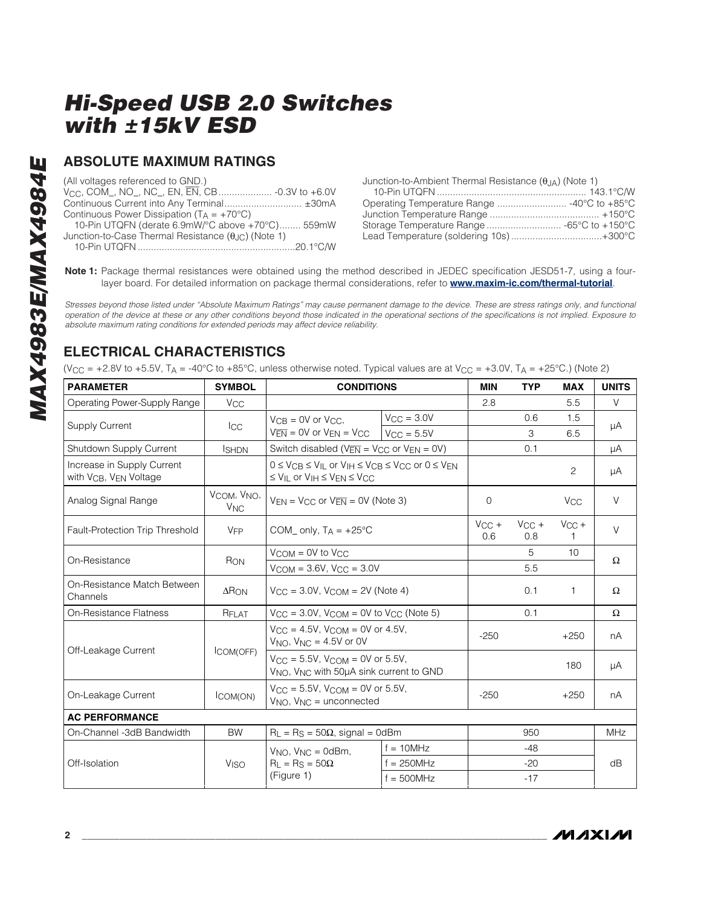## ABSOLUTE MAXIMUM RATINGS

(All voltages referenced to GND.)
$V_{CC}$, COM_, NO_, NC_, EN, $\overline{EN}$, CB .................... -0.3V to +6.0V
Continuous Current into Any Terminal............................ ±30mA
Continuous Power Dissipation ($T_A$ = +70°C)
10-Pin UTQFN (derate 6.9mW/°C above +70°C)........ 559mW
Junction-to-Case Thermal Resistance ($\theta_{JC}$) (Note 1)
10-Pin UTQFN ...........................................................20.1°C/W

Junction-to-Ambient Thermal Resistance ($\theta_{JA}$) (Note 1)
10-Pin UTQFN ....................................................... 143.1°C/W
Operating Temperature Range .......................... -40°C to +85°C
Junction Temperature Range ......................................... +150°C
Storage Temperature Range ............................ -65°C to +150°C
Lead Temperature (soldering 10s) .................................+300°C

**Note 1:** Package thermal resistances were obtained using the method described in JEDEC specification JESD51-7, using a four-layer board. For detailed information on package thermal considerations, refer to **www.maxim-ic.com/thermal-tutorial**.

*Stresses beyond those listed under "Absolute Maximum Ratings" may cause permanent damage to the device. These are stress ratings only, and functional operation of the device at these or any other conditions beyond those indicated in the operational sections of the specifications is not implied. Exposure to absolute maximum rating conditions for extended periods may affect device reliability.*

## ELECTRICAL CHARACTERISTICS

($V_{CC}$ = +2.8V to +5.5V, $T_A$ = -40°C to +85°C, unless otherwise noted. Typical values are at $V_{CC}$ = +3.0V, $T_A$ = +25°C.) (Note 2)

| PARAMETER | SYMBOL | CONDITIONS | | MIN | TYP | MAX | UNITS |
|---|---|---|---|---|---|---|---|
| Operating Power-Supply Range | $V_{CC}$ | | | 2.8 | | 5.5 | V |
| Supply Current | $I_{CC}$ | $V_{CB}$ = 0V or $V_{CC}$, $V_{\overline{EN}}$ = 0V or $V_{EN}$ = $V_{CC}$ | $V_{CC}$ = 3.0V | | 0.6 | 1.5 | µA |
| | | | $V_{CC}$ = 5.5V | | 3 | 6.5 | |
| Shutdown Supply Current | $I_{SHDN}$ | Switch disabled ($V_{\overline{EN}}$ = $V_{CC}$ or $V_{EN}$ = 0V) | | | 0.1 | | µA |
| Increase in Supply Current with $V_{CB}$, $V_{EN}$ Voltage | | $0 \le V_{CB} \le V_{IL}$ or $V_{IH} \le V_{CB} \le V_{CC}$ or $0 \le V_{EN} \le V_{IL}$ or $V_{IH} \le V_{EN} \le V_{CC}$ | | | | 2 | µA |
| Analog Signal Range | $V_{COM}$, $V_{NO}$, $V_{NC}$ | $V_{EN}$ = $V_{CC}$ or $V_{\overline{EN}}$ = 0V (Note 3) | | 0 | | $V_{CC}$ | V |
| Fault-Protection Trip Threshold | $V_{FP}$ | COM_ only, $T_A$ = +25°C | | $V_{CC}$ + 0.6 | $V_{CC}$ + 0.8 | $V_{CC}$ + 1 | V |
| On-Resistance | $R_{ON}$ | $V_{COM}$ = 0V to $V_{CC}$ | | | 5 | 10 | Ω |
| | | $V_{COM}$ = 3.6V, $V_{CC}$ = 3.0V | | | 5.5 | | |
| On-Resistance Match Between Channels | $\Delta R_{ON}$ | $V_{CC}$ = 3.0V, $V_{COM}$ = 2V (Note 4) | | | 0.1 | 1 | Ω |
| On-Resistance Flatness | $R_{FLAT}$ | $V_{CC}$ = 3.0V, $V_{COM}$ = 0V to $V_{CC}$ (Note 5) | | | 0.1 | | Ω |
| Off-Leakage Current | $I_{COM(OFF)}$ | $V_{CC}$ = 4.5V, $V_{COM}$ = 0V or 4.5V, $V_{NO}$, $V_{NC}$ = 4.5V or 0V | | -250 | | +250 | nA |
| | | $V_{CC}$ = 5.5V, $V_{COM}$ = 0V or 5.5V, $V_{NO}$, $V_{NC}$ with 50µA sink current to GND | | | | 180 | µA |
| On-Leakage Current | $I_{COM(ON)}$ | $V_{CC}$ = 5.5V, $V_{COM}$ = 0V or 5.5V, $V_{NO}$, $V_{NC}$ = unconnected | | -250 | | +250 | nA |
| **AC PERFORMANCE** | | | | | | | |
| On-Channel -3dB Bandwidth | BW | $R_L$ = $R_S$ = 50Ω, signal = 0dBm | | | 950 | | MHz |
| Off-Isolation | $V_{ISO}$ | $V_{NO}$, $V_{NC}$ = 0dBm, $R_L$ = $R_S$ = 50Ω (Figure 1) | f = 10MHz | | -48 | | dB |
| | | | f = 250MHz | | -20 | | |
| | | | f = 500MHz | | -17 | | |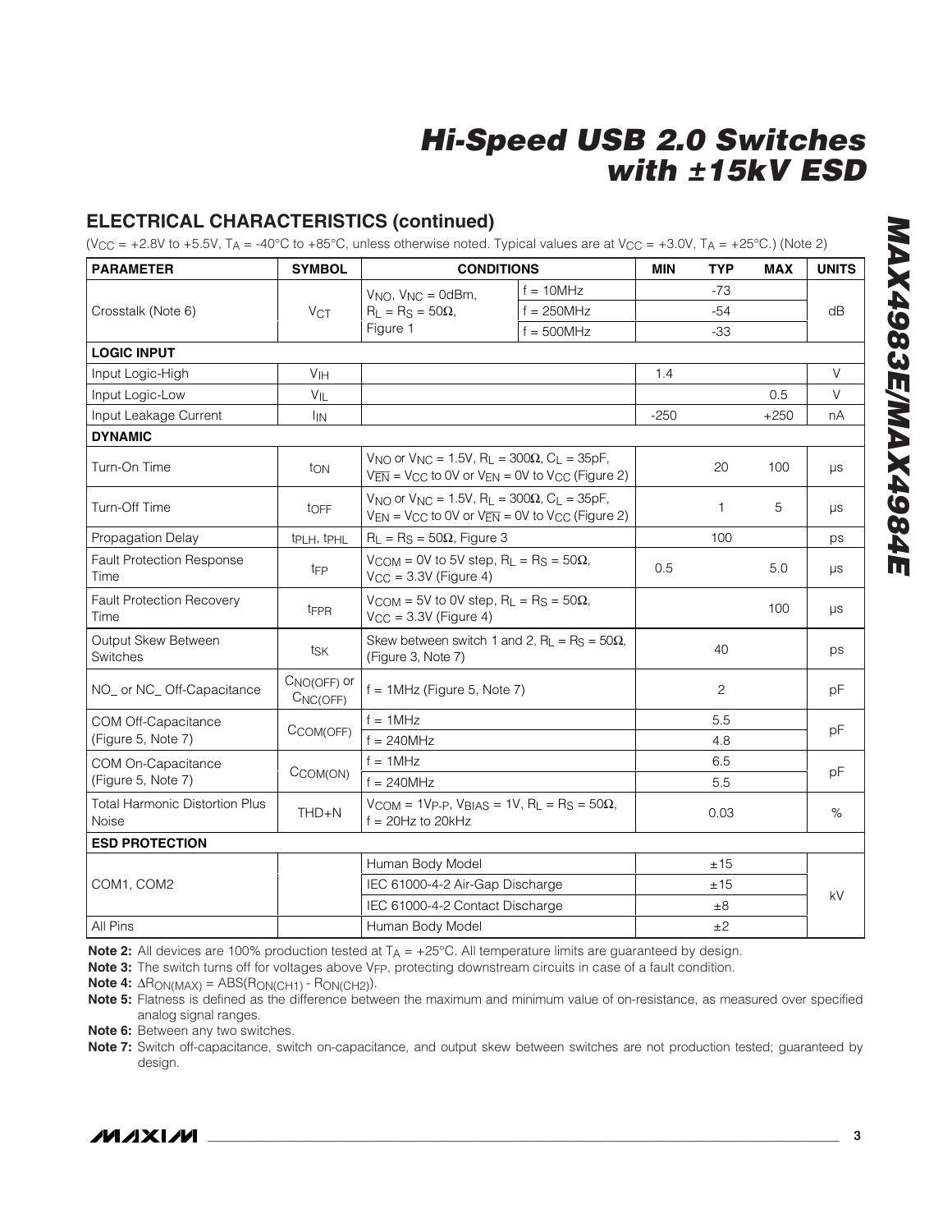## ELECTRICAL CHARACTERISTICS (continued)

($V_{CC}$ = +2.8V to +5.5V, $T_A$ = -40°C to +85°C, unless otherwise noted. Typical values are at $V_{CC}$ = +3.0V, $T_A$ = +25°C.) (Note 2)

| PARAMETER | SYMBOL | CONDITIONS | | MIN | TYP | MAX | UNITS |
|---|---|---|---|---|---|---|---|
| Crosstalk (Note 6) | $V_{CT}$ | $V_{NO}$, $V_{NC}$ = 0dBm, $R_L$ = $R_S$ = 50Ω, Figure 1 | f = 10MHz | | -73 | | dB |
| | | | f = 250MHz | | -54 | | |
| | | | f = 500MHz | | -33 | | |
| **LOGIC INPUT** | | | | | | | |
| Input Logic-High | $V_{IH}$ | | | 1.4 | | | V |
| Input Logic-Low | $V_{IL}$ | | | | | 0.5 | V |
| Input Leakage Current | $I_{IN}$ | | | -250 | | +250 | nA |
| **DYNAMIC** | | | | | | | |
| Turn-On Time | $t_{ON}$ | $V_{NO}$ or $V_{NC}$ = 1.5V, $R_L$ = 300Ω, $C_L$ = 35pF, $V_{\overline{EN}}$ = $V_{CC}$ to 0V or $V_{EN}$ = 0V to $V_{CC}$ (Figure 2) | | | 20 | 100 | µs |
| Turn-Off Time | $t_{OFF}$ | $V_{NO}$ or $V_{NC}$ = 1.5V, $R_L$ = 300Ω, $C_L$ = 35pF, $V_{EN}$ = $V_{CC}$ to 0V or $V_{\overline{EN}}$ = 0V to $V_{CC}$ (Figure 2) | | | 1 | 5 | µs |
| Propagation Delay | $t_{PLH}$, $t_{PHL}$ | $R_L$ = $R_S$ = 50Ω, Figure 3 | | | 100 | | ps |
| Fault Protection Response Time | $t_{FP}$ | $V_{COM}$ = 0V to 5V step, $R_L$ = $R_S$ = 50Ω, $V_{CC}$ = 3.3V (Figure 4) | | 0.5 | | 5.0 | µs |
| Fault Protection Recovery Time | $t_{FPR}$ | $V_{COM}$ = 5V to 0V step, $R_L$ = $R_S$ = 50Ω, $V_{CC}$ = 3.3V (Figure 4) | | | | 100 | µs |
| Output Skew Between Switches | $t_{SK}$ | Skew between switch 1 and 2, $R_L$ = $R_S$ = 50Ω, (Figure 3, Note 7) | | | 40 | | ps |
| NO_ or NC_ Off-Capacitance | $C_{NO(OFF)}$ or $C_{NC(OFF)}$ | f = 1MHz (Figure 5, Note 7) | | | 2 | | pF |
| COM Off-Capacitance (Figure 5, Note 7) | $C_{COM(OFF)}$ | f = 1MHz | | | 5.5 | | pF |
| | | f = 240MHz | | | 4.8 | | |
| COM On-Capacitance (Figure 5, Note 7) | $C_{COM(ON)}$ | f = 1MHz | | | 6.5 | | pF |
| | | f = 240MHz | | | 5.5 | | |
| Total Harmonic Distortion Plus Noise | THD+N | $V_{COM}$ = 1$V_{P-P}$, $V_{BIAS}$ = 1V, $R_L$ = $R_S$ = 50Ω, f = 20Hz to 20kHz | | | 0.03 | | % |
| **ESD PROTECTION** | | | | | | | |
| COM1, COM2 | | Human Body Model | | | ±15 | | kV |
| | | IEC 61000-4-2 Air-Gap Discharge | | | ±15 | | |
| | | IEC 61000-4-2 Contact Discharge | | | ±8 | | |
| All Pins | | Human Body Model | | | ±2 | | |

**Note 2:** All devices are 100% production tested at $T_A$ = +25°C. All temperature limits are guaranteed by design.

**Note 3:** The switch turns off for voltages above $V_{FP}$, protecting downstream circuits in case of a fault condition.

**Note 4:** $\Delta R_{ON(MAX)} = ABS(R_{ON(CH1)} - R_{ON(CH2)})$.

**Note 5:** Flatness is defined as the difference between the maximum and minimum value of on-resistance, as measured over specified analog signal ranges.

**Note 6:** Between any two switches.

**Note 7:** Switch off-capacitance, switch on-capacitance, and output skew between switches are not production tested; guaranteed by design.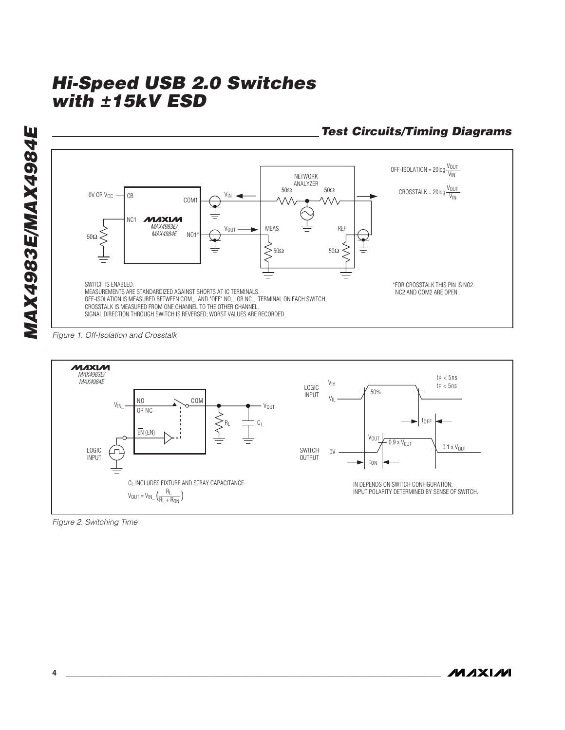## Test Circuits/Timing Diagrams

OFF-ISOLATION = $20\log\frac{V_{OUT}}{V_{IN}}$

CROSSTALK = $20\log\frac{V_{OUT}}{V_{IN}}$

0V OR $V_{CC}$ — CB

COM1

NC1

MAX4983E/ MAX4984E

NO1*

50Ω

$V_{IN}$

$V_{OUT}$

NETWORK ANALYZER

50Ω 50Ω

MEAS

REF

50Ω 50Ω

SWITCH IS ENABLED.
MEASUREMENTS ARE STANDARDIZED AGAINST SHORTS AT IC TERMINALS.
OFF-ISOLATION IS MEASURED BETWEEN COM_ AND "OFF" NO_ OR NC_ TERMINAL ON EACH SWITCH.
CROSSTALK IS MEASURED FROM ONE CHANNEL TO THE OTHER CHANNEL.
SIGNAL DIRECTION THROUGH SWITCH IS REVERSED; WORST VALUES ARE RECORDED.

*FOR CROSSTALK THIS PIN IS NO2.
NC2 AND COM2 ARE OPEN.

*Figure 1. Off-Isolation and Crosstalk*

MAX4983E/ MAX4984E

$V_{IN\_}$

NO OR NC

COM

$V_{OUT}$

$R_L$

$C_L$

$\overline{EN}$ (EN)

LOGIC INPUT

$C_L$ INCLUDES FIXTURE AND STRAY CAPACITANCE.

$V_{OUT} = V_{IN\_}\left(\frac{R_L}{R_L + R_{ON}}\right)$

LOGIC INPUT

$V_{IH}$

$V_{IL}$

50%

$t_R < 5ns$

$t_F < 5ns$

$t_{OFF}$

SWITCH OUTPUT

0V

$V_{OUT}$

$0.9 \times V_{OUT}$

$0.1 \times V_{OUT}$

$t_{ON}$

IN DEPENDS ON SWITCH CONFIGURATION;
INPUT POLARITY DETERMINED BY SENSE OF SWITCH.

*Figure 2. Switching Time*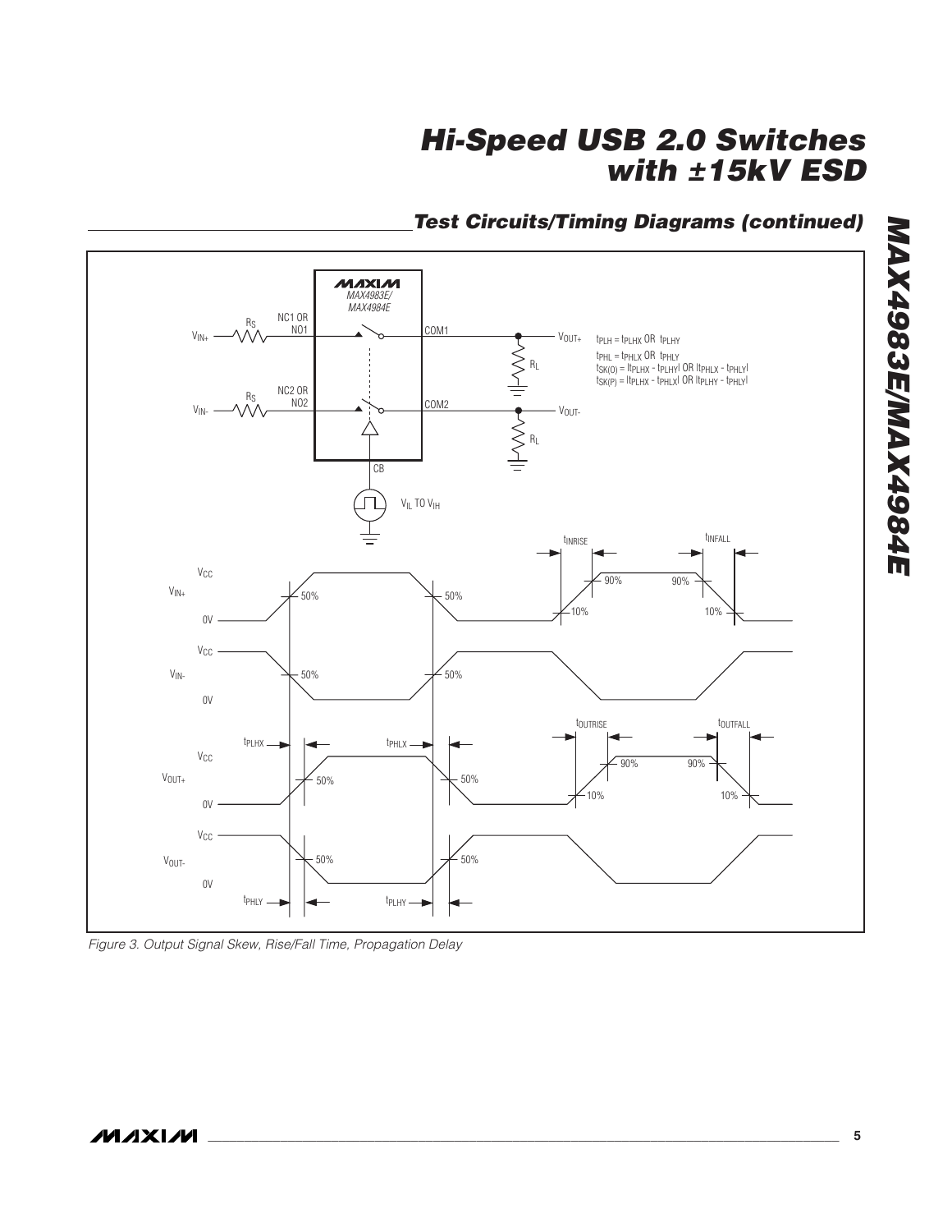## Test Circuits/Timing Diagrams (continued)

$t_{PLH} = t_{PLHX}$ OR $t_{PLHY}$

$t_{PHL} = t_{PHLX}$ OR $t_{PHLY}$

$t_{SK(O)} = |t_{PLHX} - t_{PLHY}|$ OR $|t_{PHLX} - t_{PHLY}|$

$t_{SK(P)} = |t_{PLHX} - t_{PHLX}|$ OR $|t_{PLHY} - t_{PHLY}|$

Figure 3. Output Signal Skew, Rise/Fall Time, Propagation Delay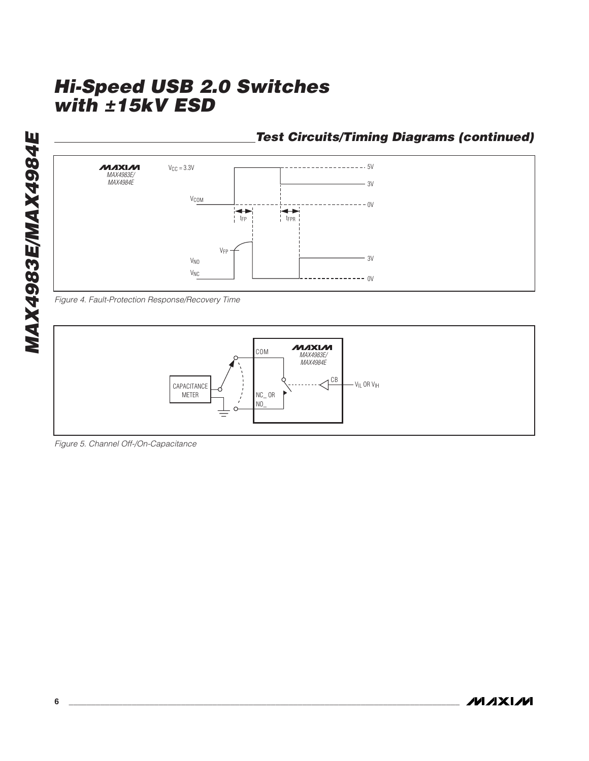## Test Circuits/Timing Diagrams (continued)

Figure 4. Fault-Protection Response/Recovery Time

Figure 5. Channel Off-/On-Capacitance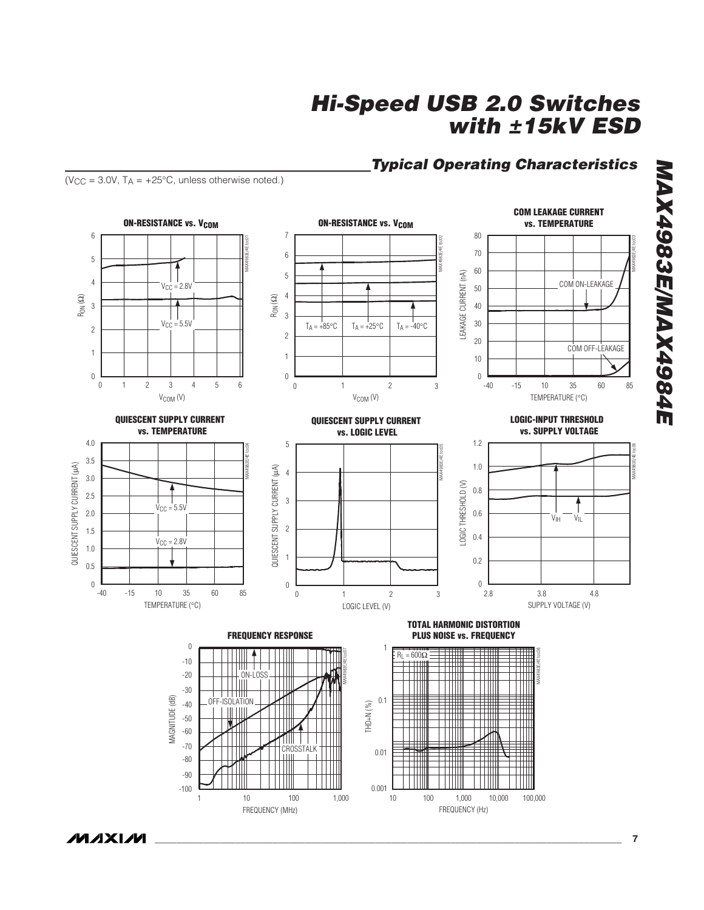## Typical Operating Characteristics

($V_{CC}$ = 3.0V, $T_A$ = +25°C, unless otherwise noted.)

**ON-RESISTANCE vs. $V_{COM}$**

**ON-RESISTANCE vs. $V_{COM}$**

**COM LEAKAGE CURRENT vs. TEMPERATURE**

**QUIESCENT SUPPLY CURRENT vs. TEMPERATURE**

**QUIESCENT SUPPLY CURRENT vs. LOGIC LEVEL**

**LOGIC-INPUT THRESHOLD vs. SUPPLY VOLTAGE**

**FREQUENCY RESPONSE**

**TOTAL HARMONIC DISTORTION PLUS NOISE vs. FREQUENCY**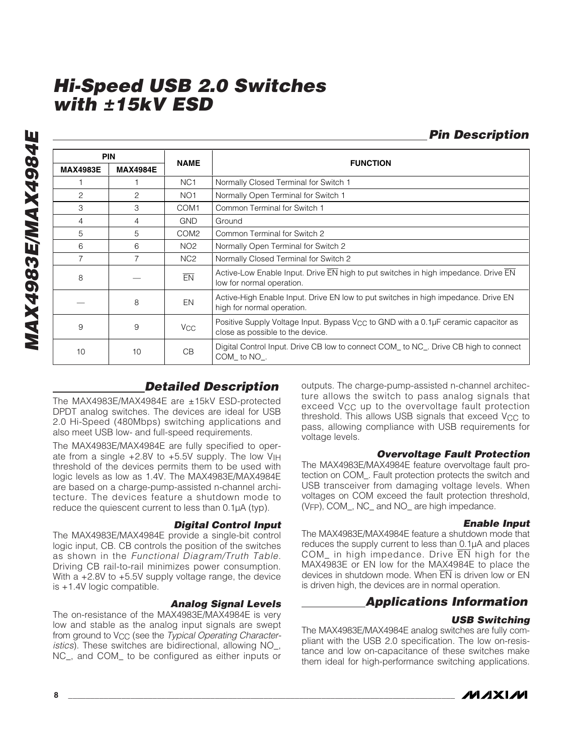## Pin Description

| PIN | | NAME | FUNCTION |
|---|---|---|---|
| MAX4983E | MAX4984E | | |
| 1 | 1 | NC1 | Normally Closed Terminal for Switch 1 |
| 2 | 2 | NO1 | Normally Open Terminal for Switch 1 |
| 3 | 3 | COM1 | Common Terminal for Switch 1 |
| 4 | 4 | GND | Ground |
| 5 | 5 | COM2 | Common Terminal for Switch 2 |
| 6 | 6 | NO2 | Normally Open Terminal for Switch 2 |
| 7 | 7 | NC2 | Normally Closed Terminal for Switch 2 |
| 8 | — | $\overline{EN}$ | Active-Low Enable Input. Drive $\overline{EN}$ high to put switches in high impedance. Drive $\overline{EN}$ low for normal operation. |
| — | 8 | EN | Active-High Enable Input. Drive EN low to put switches in high impedance. Drive EN high for normal operation. |
| 9 | 9 | $V_{CC}$ | Positive Supply Voltage Input. Bypass $V_{CC}$ to GND with a 0.1µF ceramic capacitor as close as possible to the device. |
| 10 | 10 | CB | Digital Control Input. Drive CB low to connect COM_ to NC_. Drive CB high to connect COM_ to NO_. |

## Detailed Description

The MAX4983E/MAX4984E are ±15kV ESD-protected DPDT analog switches. The devices are ideal for USB 2.0 Hi-Speed (480Mbps) switching applications and also meet USB low- and full-speed requirements.

The MAX4983E/MAX4984E are fully specified to operate from a single +2.8V to +5.5V supply. The low $V_{IH}$ threshold of the devices permits them to be used with logic levels as low as 1.4V. The MAX4983E/MAX4984E are based on a charge-pump-assisted n-channel architecture. The devices feature a shutdown mode to reduce the quiescent current to less than 0.1µA (typ).

### Digital Control Input

The MAX4983E/MAX4984E provide a single-bit control logic input, CB. CB controls the position of the switches as shown in the *Functional Diagram/Truth Table*. Driving CB rail-to-rail minimizes power consumption. With a +2.8V to +5.5V supply voltage range, the device is +1.4V logic compatible.

### Analog Signal Levels

The on-resistance of the MAX4983E/MAX4984E is very low and stable as the analog input signals are swept from ground to $V_{CC}$ (see the *Typical Operating Characteristics*). These switches are bidirectional, allowing NO_, NC_, and COM_ to be configured as either inputs or outputs. The charge-pump-assisted n-channel architecture allows the switch to pass analog signals that exceed $V_{CC}$ up to the overvoltage fault protection threshold. This allows USB signals that exceed $V_{CC}$ to pass, allowing compliance with USB requirements for voltage levels.

### Overvoltage Fault Protection

The MAX4983E/MAX4984E feature overvoltage fault protection on COM_. Fault protection protects the switch and USB transceiver from damaging voltage levels. When voltages on COM exceed the fault protection threshold, ($V_{FP}$), COM_, NC_ and NO_ are high impedance.

### Enable Input

The MAX4983E/MAX4984E feature a shutdown mode that reduces the supply current to less than 0.1µA and places COM_ in high impedance. Drive $\overline{EN}$ high for the MAX4983E or EN low for the MAX4984E to place the devices in shutdown mode. When $\overline{EN}$ is driven low or EN is driven high, the devices are in normal operation.

## Applications Information

### USB Switching

The MAX4983E/MAX4984E analog switches are fully compliant with the USB 2.0 specification. The low on-resistance and low on-capacitance of these switches make them ideal for high-performance switching applications.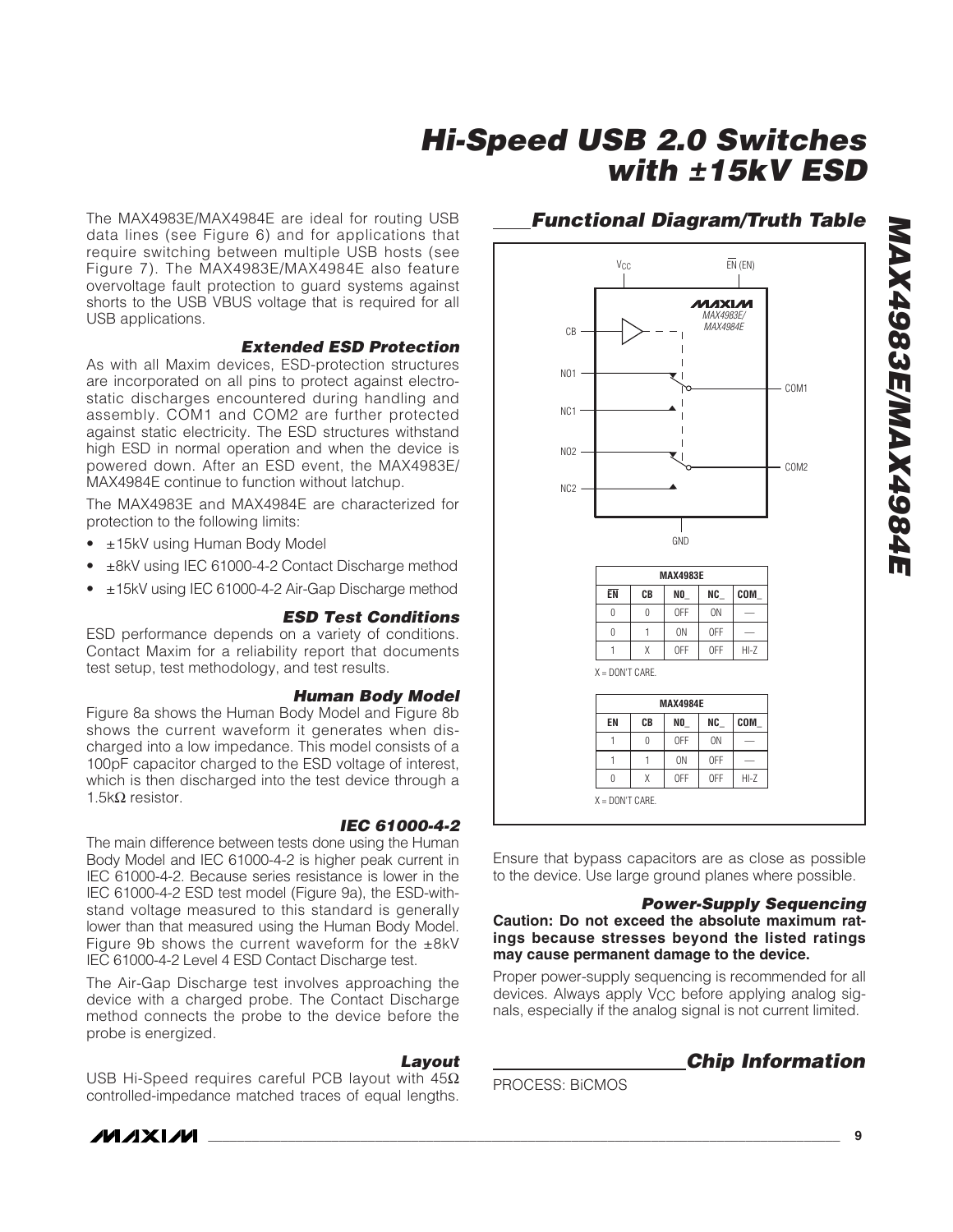The MAX4983E/MAX4984E are ideal for routing USB data lines (see Figure 6) and for applications that require switching between multiple USB hosts (see Figure 7). The MAX4983E/MAX4984E also feature overvoltage fault protection to guard systems against shorts to the USB VBUS voltage that is required for all USB applications.

### Extended ESD Protection

As with all Maxim devices, ESD-protection structures are incorporated on all pins to protect against electrostatic discharges encountered during handling and assembly. COM1 and COM2 are further protected against static electricity. The ESD structures withstand high ESD in normal operation and when the device is powered down. After an ESD event, the MAX4983E/MAX4984E continue to function without latchup.

The MAX4983E and MAX4984E are characterized for protection to the following limits:

- ±15kV using Human Body Model
- ±8kV using IEC 61000-4-2 Contact Discharge method
- ±15kV using IEC 61000-4-2 Air-Gap Discharge method

### ESD Test Conditions

ESD performance depends on a variety of conditions. Contact Maxim for a reliability report that documents test setup, test methodology, and test results.

### Human Body Model

Figure 8a shows the Human Body Model and Figure 8b shows the current waveform it generates when discharged into a low impedance. This model consists of a 100pF capacitor charged to the ESD voltage of interest, which is then discharged into the test device through a 1.5kΩ resistor.

### IEC 61000-4-2

The main difference between tests done using the Human Body Model and IEC 61000-4-2 is higher peak current in IEC 61000-4-2. Because series resistance is lower in the IEC 61000-4-2 ESD test model (Figure 9a), the ESD-withstand voltage measured to this standard is generally lower than that measured using the Human Body Model. Figure 9b shows the current waveform for the ±8kV IEC 61000-4-2 Level 4 ESD Contact Discharge test.

The Air-Gap Discharge test involves approaching the device with a charged probe. The Contact Discharge method connects the probe to the device before the probe is energized.

### Layout

USB Hi-Speed requires careful PCB layout with 45Ω controlled-impedance matched traces of equal lengths. Ensure that bypass capacitors are as close as possible to the device. Use large ground planes where possible.

### Power-Supply Sequencing

**Caution: Do not exceed the absolute maximum ratings because stresses beyond the listed ratings may cause permanent damage to the device.**

Proper power-supply sequencing is recommended for all devices. Always apply $V_{CC}$ before applying analog signals, especially if the analog signal is not current limited.

## Functional Diagram/Truth Table

**MAX4983E**

| $\overline{EN}$ | CB | NO_ | NC_ | COM_ |
|---|---|---|---|---|
| 0 | 0 | OFF | ON | — |
| 0 | 1 | ON | OFF | — |
| 1 | X | OFF | OFF | HI-Z |

X = DON'T CARE.

**MAX4984E**

| EN | CB | NO_ | NC_ | COM_ |
|---|---|---|---|---|
| 1 | 0 | OFF | ON | — |
| 1 | 1 | ON | OFF | — |
| 0 | X | OFF | OFF | HI-Z |

X = DON'T CARE.

## Chip Information

PROCESS: BiCMOS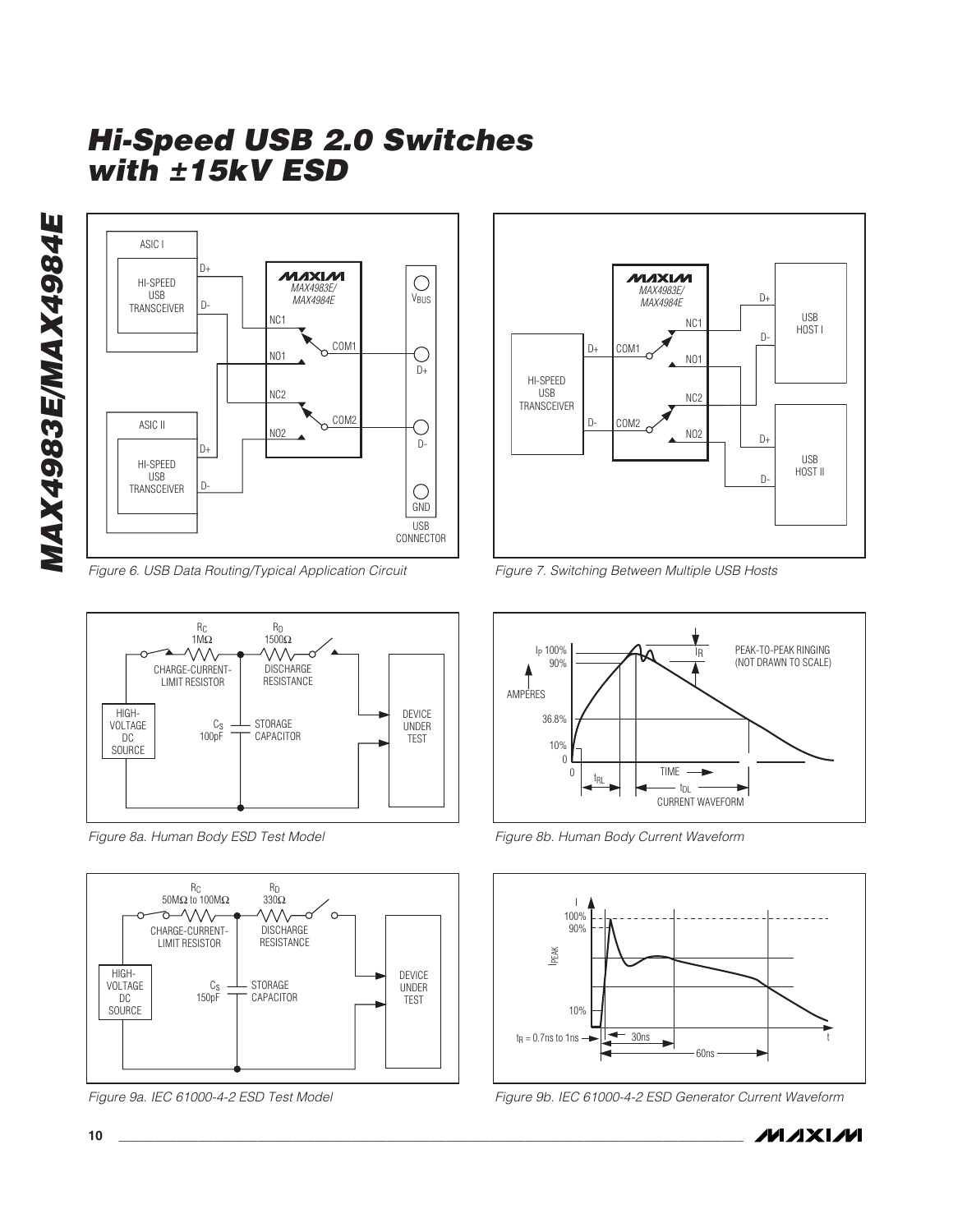Figure 6. USB Data Routing/Typical Application Circuit

Figure 7. Switching Between Multiple USB Hosts

Figure 8a. Human Body ESD Test Model

Figure 8b. Human Body Current Waveform

Figure 9a. IEC 61000-4-2 ESD Test Model

Figure 9b. IEC 61000-4-2 ESD Generator Current Waveform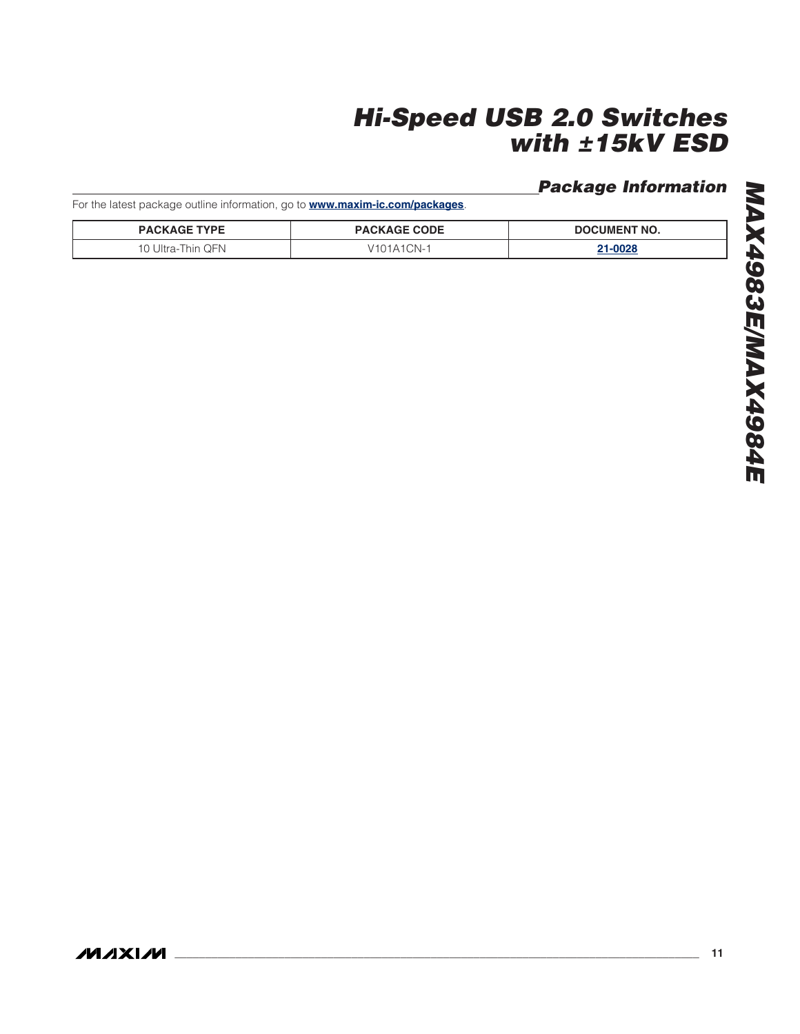## Package Information

For the latest package outline information, go to **www.maxim-ic.com/packages**.

| PACKAGE TYPE | PACKAGE CODE | DOCUMENT NO. |
|---|---|---|
| 10 Ultra-Thin QFN | V101A1CN-1 | **21-0028** |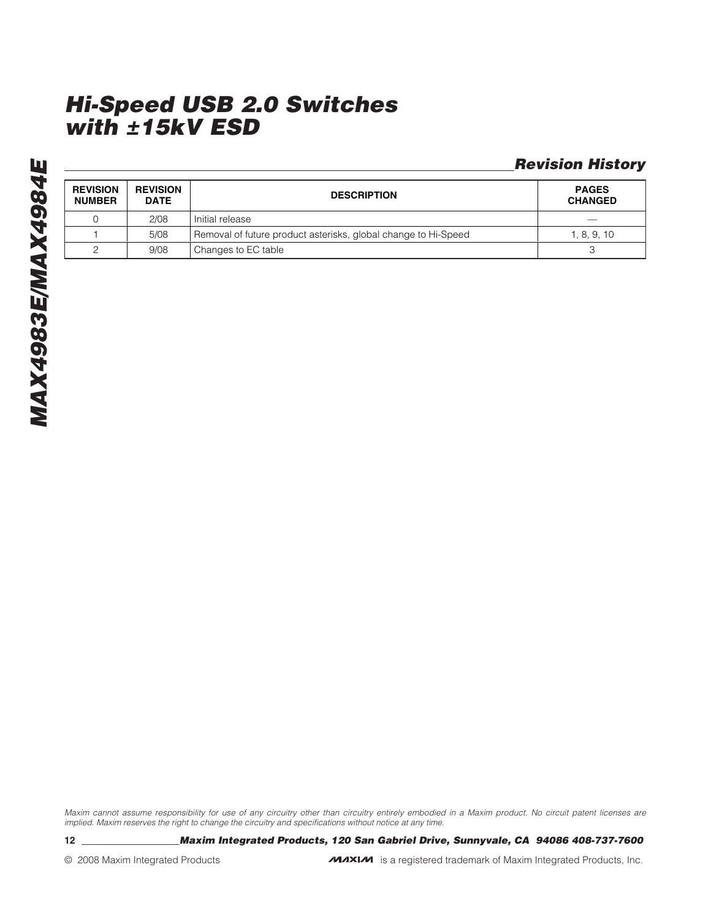## Revision History

| REVISION NUMBER | REVISION DATE | DESCRIPTION | PAGES CHANGED |
| --- | --- | --- | --- |
| 0 | 2/08 | Initial release | — |
| 1 | 5/08 | Removal of future product asterisks, global change to Hi-Speed | 1, 8, 9, 10 |
| 2 | 9/08 | Changes to EC table | 3 |

*Maxim cannot assume responsibility for use of any circuitry other than circuitry entirely embodied in a Maxim product. No circuit patent licenses are implied. Maxim reserves the right to change the circuitry and specifications without notice at any time.*

***Maxim Integrated Products, 120 San Gabriel Drive, Sunnyvale, CA 94086 408-737-7600***

© 2008 Maxim Integrated Products

MAXIM is a registered trademark of Maxim Integrated Products, Inc.